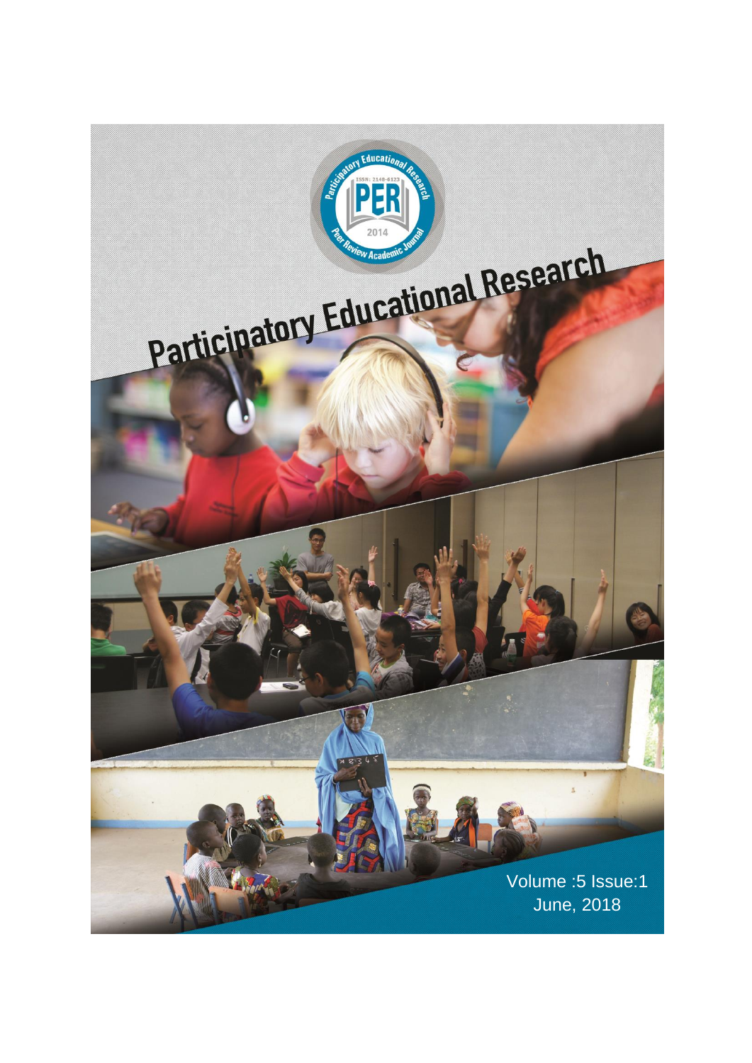# Participatory Educational Research

Volume :5 Issue:1

June, 2018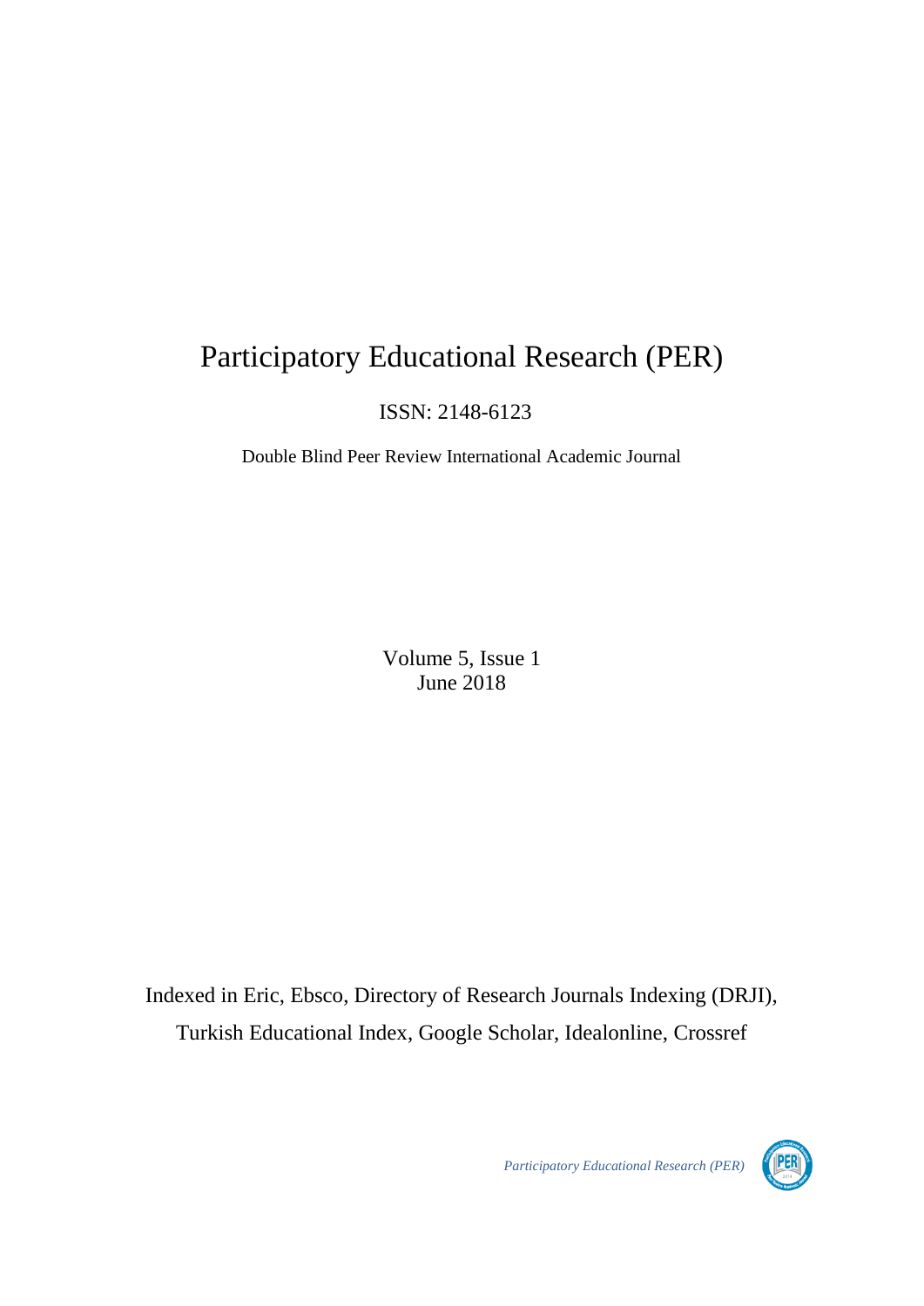# Participatory Educational Research (PER)

ISSN: 2148-6123

Double Blind Peer Review International Academic Journal

Volume 5, Issue 1
June 2018

Indexed in Eric, Ebsco, Directory of Research Journals Indexing (DRJI), Turkish Educational Index, Google Scholar, Idealonline, Crossref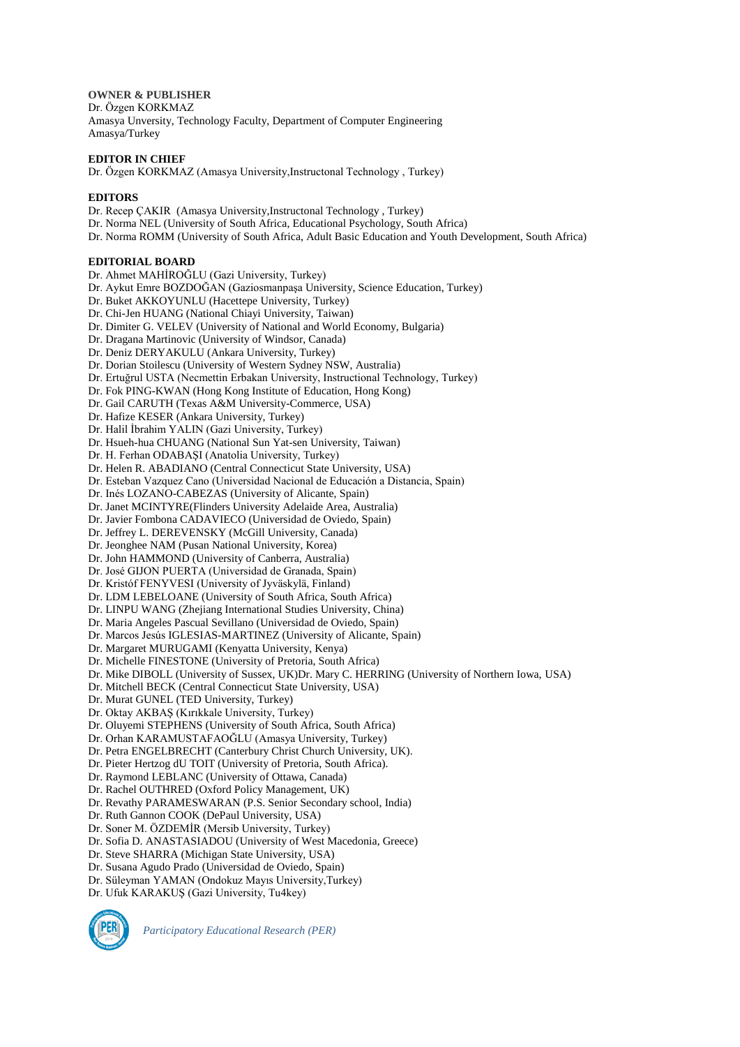**OWNER & PUBLISHER**

Dr. Özgen KORKMAZ
Amasya Unversity, Technology Faculty, Department of Computer Engineering
Amasya/Turkey

**EDITOR IN CHIEF**

Dr. Özgen KORKMAZ (Amasya University,Instructonal Technology , Turkey)

**EDITORS**

Dr. Recep ÇAKIR (Amasya University,Instructonal Technology , Turkey)
Dr. Norma NEL (University of South Africa, Educational Psychology, South Africa)
Dr. Norma ROMM (University of South Africa, Adult Basic Education and Youth Development, South Africa)

**EDITORIAL BOARD**

Dr. Ahmet MAHİROĞLU (Gazi University, Turkey)
Dr. Aykut Emre BOZDOĞAN (Gaziosmanpaşa University, Science Education, Turkey)
Dr. Buket AKKOYUNLU (Hacettepe University, Turkey)
Dr. Chi-Jen HUANG (National Chiayi University, Taiwan)
Dr. Dimiter G. VELEV (University of National and World Economy, Bulgaria)
Dr. Dragana Martinovic (University of Windsor, Canada)
Dr. Deniz DERYAKULU (Ankara University, Turkey)
Dr. Dorian Stoilescu (University of Western Sydney NSW, Australia)
Dr. Ertuğrul USTA (Necmettin Erbakan University, Instructional Technology, Turkey)
Dr. Fok PING-KWAN (Hong Kong Institute of Education, Hong Kong)
Dr. Gail CARUTH (Texas A&M University-Commerce, USA)
Dr. Hafize KESER (Ankara University, Turkey)
Dr. Halil İbrahim YALIN (Gazi University, Turkey)
Dr. Hsueh-hua CHUANG (National Sun Yat-sen University, Taiwan)
Dr. H. Ferhan ODABAŞI (Anatolia University, Turkey)
Dr. Helen R. ABADIANO (Central Connecticut State University, USA)
Dr. Esteban Vazquez Cano (Universidad Nacional de Educación a Distancia, Spain)
Dr. Inés LOZANO-CABEZAS (University of Alicante, Spain)
Dr. Janet MCINTYRE(Flinders University Adelaide Area, Australia)
Dr. Javier Fombona CADAVIECO (Universidad de Oviedo, Spain)
Dr. Jeffrey L. DEREVENSKY (McGill University, Canada)
Dr. Jeonghee NAM (Pusan National University, Korea)
Dr. John HAMMOND (University of Canberra, Australia)
Dr. José GIJON PUERTA (Universidad de Granada, Spain)
Dr. Kristóf FENYVESI (University of Jyväskylä, Finland)
Dr. LDM LEBELOANE (University of South Africa, South Africa)
Dr. LINPU WANG (Zhejiang International Studies University, China)
Dr. Maria Angeles Pascual Sevillano (Universidad de Oviedo, Spain)
Dr. Marcos Jesús IGLESIAS-MARTINEZ (University of Alicante, Spain)
Dr. Margaret MURUGAMI (Kenyatta University, Kenya)
Dr. Michelle FINESTONE (University of Pretoria, South Africa)
Dr. Mike DIBOLL (University of Sussex, UK)Dr. Mary C. HERRING (University of Northern Iowa, USA)
Dr. Mitchell BECK (Central Connecticut State University, USA)
Dr. Murat GUNEL (TED University, Turkey)
Dr. Oktay AKBAŞ (Kırıkkale University, Turkey)
Dr. Oluyemi STEPHENS (University of South Africa, South Africa)
Dr. Orhan KARAMUSTAFAOĞLU (Amasya University, Turkey)
Dr. Petra ENGELBRECHT (Canterbury Christ Church University, UK).
Dr. Pieter Hertzog dU TOIT (University of Pretoria, South Africa).
Dr. Raymond LEBLANC (University of Ottawa, Canada)
Dr. Rachel OUTHRED (Oxford Policy Management, UK)
Dr. Revathy PARAMESWARAN (P.S. Senior Secondary school, India)
Dr. Ruth Gannon COOK (DePaul University, USA)
Dr. Soner M. ÖZDEMİR (Mersib University, Turkey)
Dr. Sofia D. ANASTASIADOU (University of West Macedonia, Greece)
Dr. Steve SHARRA (Michigan State University, USA)
Dr. Susana Agudo Prado (Universidad de Oviedo, Spain)
Dr. Süleyman YAMAN (Ondokuz Mayıs University,Turkey)
Dr. Ufuk KARAKUŞ (Gazi University, Tu4key)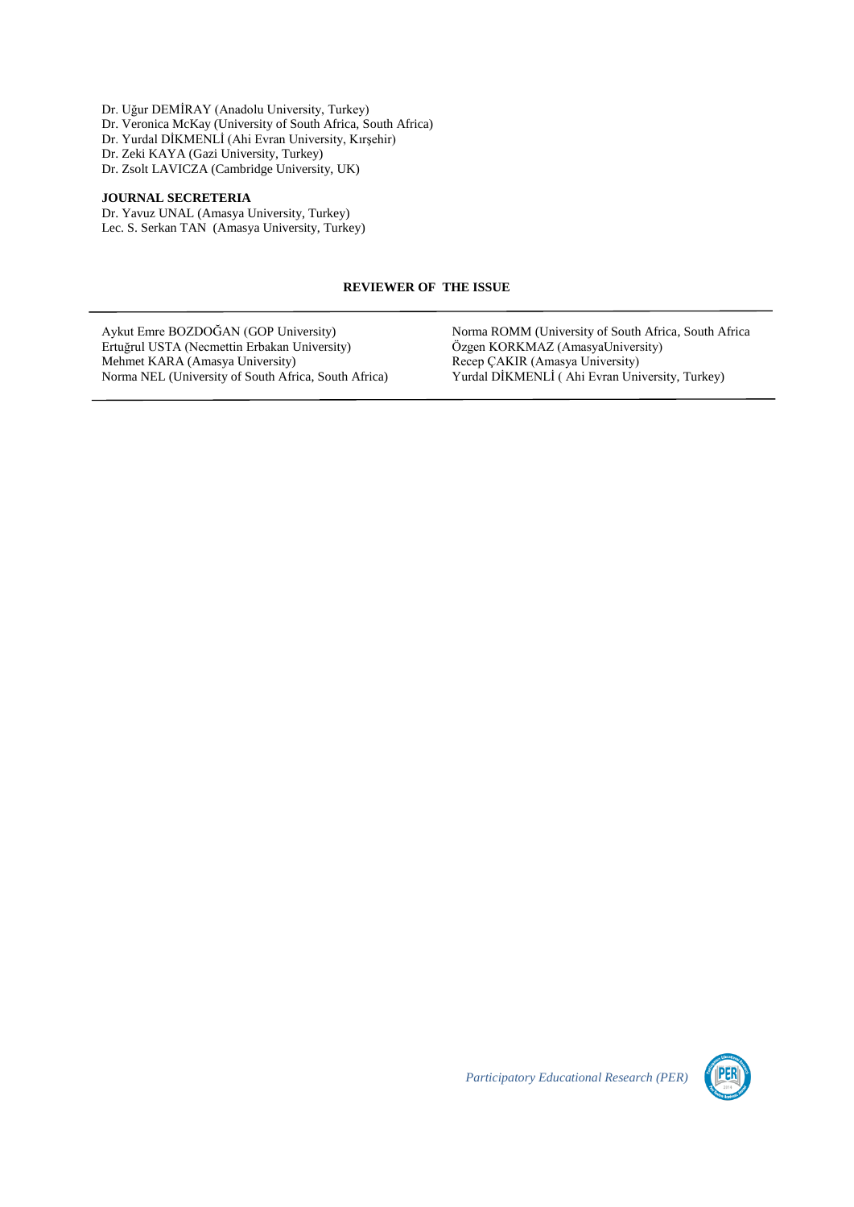Dr. Uğur DEMİRAY (Anadolu University, Turkey)
Dr. Veronica McKay (University of South Africa, South Africa)
Dr. Yurdal DİKMENLİ (Ahi Evran University, Kırşehir)
Dr. Zeki KAYA (Gazi University, Turkey)
Dr. Zsolt LAVICZA (Cambridge University, UK)

**JOURNAL SECRETERIA**

Dr. Yavuz UNAL (Amasya University, Turkey)
Lec. S. Serkan TAN (Amasya University, Turkey)

**REVIEWER OF THE ISSUE**

Aykut Emre BOZDOĞAN (GOP University)
Ertuğrul USTA (Necmettin Erbakan University)
Mehmet KARA (Amasya University)
Norma NEL (University of South Africa, South Africa)
Norma ROMM (University of South Africa, South Africa
Özgen KORKMAZ (AmasyaUniversity)
Recep ÇAKIR (Amasya University)
Yurdal DİKMENLİ ( Ahi Evran University, Turkey)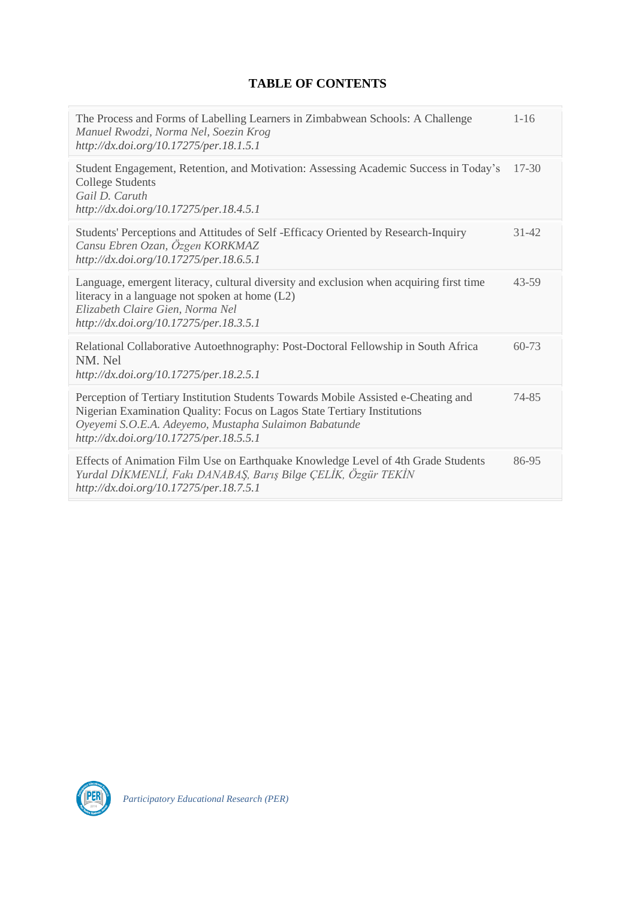# TABLE OF CONTENTS

| | |
|---|---|
| The Process and Forms of Labelling Learners in Zimbabwean Schools: A Challenge<br>*Manuel Rwodzi, Norma Nel, Soezin Krog*<br>*http://dx.doi.org/10.17275/per.18.1.5.1* | 1-16 |
| Student Engagement, Retention, and Motivation: Assessing Academic Success in Today's College Students<br>*Gail D. Caruth*<br>*http://dx.doi.org/10.17275/per.18.4.5.1* | 17-30 |
| Students' Perceptions and Attitudes of Self -Efficacy Oriented by Research-Inquiry<br>*Cansu Ebren Ozan, Özgen KORKMAZ*<br>*http://dx.doi.org/10.17275/per.18.6.5.1* | 31-42 |
| Language, emergent literacy, cultural diversity and exclusion when acquiring first time literacy in a language not spoken at home (L2)<br>*Elizabeth Claire Gien, Norma Nel*<br>*http://dx.doi.org/10.17275/per.18.3.5.1* | 43-59 |
| Relational Collaborative Autoethnography: Post-Doctoral Fellowship in South Africa<br>NM. Nel<br>*http://dx.doi.org/10.17275/per.18.2.5.1* | 60-73 |
| Perception of Tertiary Institution Students Towards Mobile Assisted e-Cheating and Nigerian Examination Quality: Focus on Lagos State Tertiary Institutions<br>*Oyeyemi S.O.E.A. Adeyemo, Mustapha Sulaimon Babatunde*<br>*http://dx.doi.org/10.17275/per.18.5.5.1* | 74-85 |
| Effects of Animation Film Use on Earthquake Knowledge Level of 4th Grade Students<br>*Yurdal DİKMENLİ, Fakı DANABAŞ, Barış Bilge ÇELİK, Özgür TEKİN*<br>*http://dx.doi.org/10.17275/per.18.7.5.1* | 86-95 |